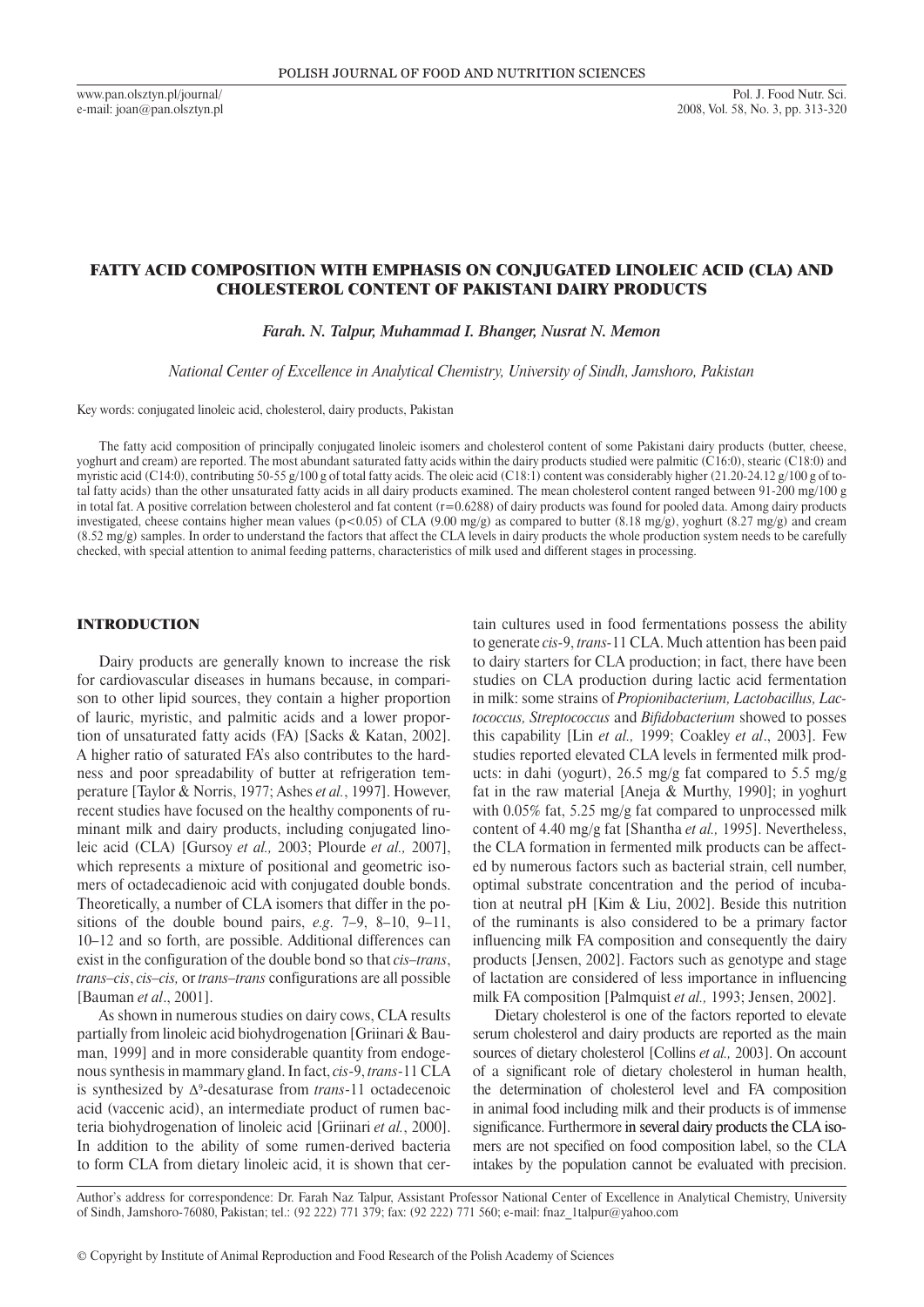# FATTY ACID COMPOSITION WITH EMPHASIS ON CONJUGATED LINOLEIC ACID (CLA) AND CHOLESTEROL CONTENT OF PAKISTANI DAIRY PRODUCTS

*Farah. N. Talpur, Muhammad I. Bhanger, Nusrat N. Memon*

*National Center of Excellence in Analytical Chemistry, University of Sindh, Jamshoro, Pakistan*

Key words: conjugated linoleic acid, cholesterol, dairy products, Pakistan

The fatty acid composition of principally conjugated linoleic isomers and cholesterol content of some Pakistani dairy products (butter, cheese, yoghurt and cream) are reported. The most abundant saturated fatty acids within the dairy products studied were palmitic (C16:0), stearic (C18:0) and myristic acid (C14:0), contributing 50-55 g/100 g of total fatty acids. The oleic acid (C18:1) content was considerably higher (21.20-24.12 g/100 g of total fatty acids) than the other unsaturated fatty acids in all dairy products examined. The mean cholesterol content ranged between 91-200 mg/100 g in total fat. A positive correlation between cholesterol and fat content (r=0.6288) of dairy products was found for pooled data. Among dairy products investigated, cheese contains higher mean values ($p<0.05$) of CLA (9.00 mg/g) as compared to butter (8.18 mg/g), yoghurt (8.27 mg/g) and cream (8.52 mg/g) samples. In order to understand the factors that affect the CLA levels in dairy products the whole production system needs to be carefully checked, with special attention to animal feeding patterns, characteristics of milk used and different stages in processing.

## INTRODUCTION

Dairy products are generally known to increase the risk for cardiovascular diseases in humans because, in comparison to other lipid sources, they contain a higher proportion of lauric, myristic, and palmitic acids and a lower proportion of unsaturated fatty acids (FA) [Sacks & Katan, 2002]. A higher ratio of saturated FA's also contributes to the hardness and poor spreadability of butter at refrigeration temperature [Taylor & Norris, 1977; Ashes *et al.*, 1997]. However, recent studies have focused on the healthy components of ruminant milk and dairy products, including conjugated linoleic acid (CLA) [Gursoy *et al.,* 2003; Plourde *et al.,* 2007], which represents a mixture of positional and geometric isomers of octadecadienoic acid with conjugated double bonds. Theoretically, a number of CLA isomers that differ in the positions of the double bound pairs, *e.g*. 7–9, 8–10, 9–11, 10–12 and so forth, are possible. Additional differences can exist in the configuration of the double bond so that *cis–trans*, *trans–cis*, *cis–cis,* or *trans–trans* configurations are all possible [Bauman *et al*., 2001].

As shown in numerous studies on dairy cows, CLA results partially from linoleic acid biohydrogenation [Griinari & Bauman, 1999] and in more considerable quantity from endogenous synthesis in mammary gland. In fact, *cis*-9, *trans*-11 CLA is synthesized by $\Delta^9$-desaturase from *trans*-11 octadecenoic acid (vaccenic acid), an intermediate product of rumen bacteria biohydrogenation of linoleic acid [Griinari *et al.*, 2000]. In addition to the ability of some rumen-derived bacteria to form CLA from dietary linoleic acid, it is shown that certain cultures used in food fermentations possess the ability to generate *cis*-9, *trans*-11 CLA. Much attention has been paid to dairy starters for CLA production; in fact, there have been studies on CLA production during lactic acid fermentation in milk: some strains of *Propionibacterium, Lactobacillus, Lactococcus, Streptococcus* and *Bifidobacterium* showed to posses this capability [Lin *et al.,* 1999; Coakley *et al*., 2003]. Few studies reported elevated CLA levels in fermented milk products: in dahi (yogurt), 26.5 mg/g fat compared to 5.5 mg/g fat in the raw material [Aneja & Murthy, 1990]; in yoghurt with 0.05% fat, 5.25 mg/g fat compared to unprocessed milk content of 4.40 mg/g fat [Shantha *et al.,* 1995]. Nevertheless, the CLA formation in fermented milk products can be affected by numerous factors such as bacterial strain, cell number, optimal substrate concentration and the period of incubation at neutral pH [Kim & Liu, 2002]. Beside this nutrition of the ruminants is also considered to be a primary factor influencing milk FA composition and consequently the dairy products [Jensen, 2002]. Factors such as genotype and stage of lactation are considered of less importance in influencing milk FA composition [Palmquist *et al.,* 1993; Jensen, 2002].

Dietary cholesterol is one of the factors reported to elevate serum cholesterol and dairy products are reported as the main sources of dietary cholesterol [Collins *et al.,* 2003]. On account of a significant role of dietary cholesterol in human health, the determination of cholesterol level and FA composition in animal food including milk and their products is of immense significance. Furthermore in several dairy products the CLA isomers are not specified on food composition label, so the CLA intakes by the population cannot be evaluated with precision.

Author's address for correspondence: Dr. Farah Naz Talpur, Assistant Professor National Center of Excellence in Analytical Chemistry, University of Sindh, Jamshoro-76080, Pakistan; tel.: (92 222) 771 379; fax: (92 222) 771 560; e-mail: fnaz_1talpur@yahoo.com

© Copyright by Institute of Animal Reproduction and Food Research of the Polish Academy of Sciences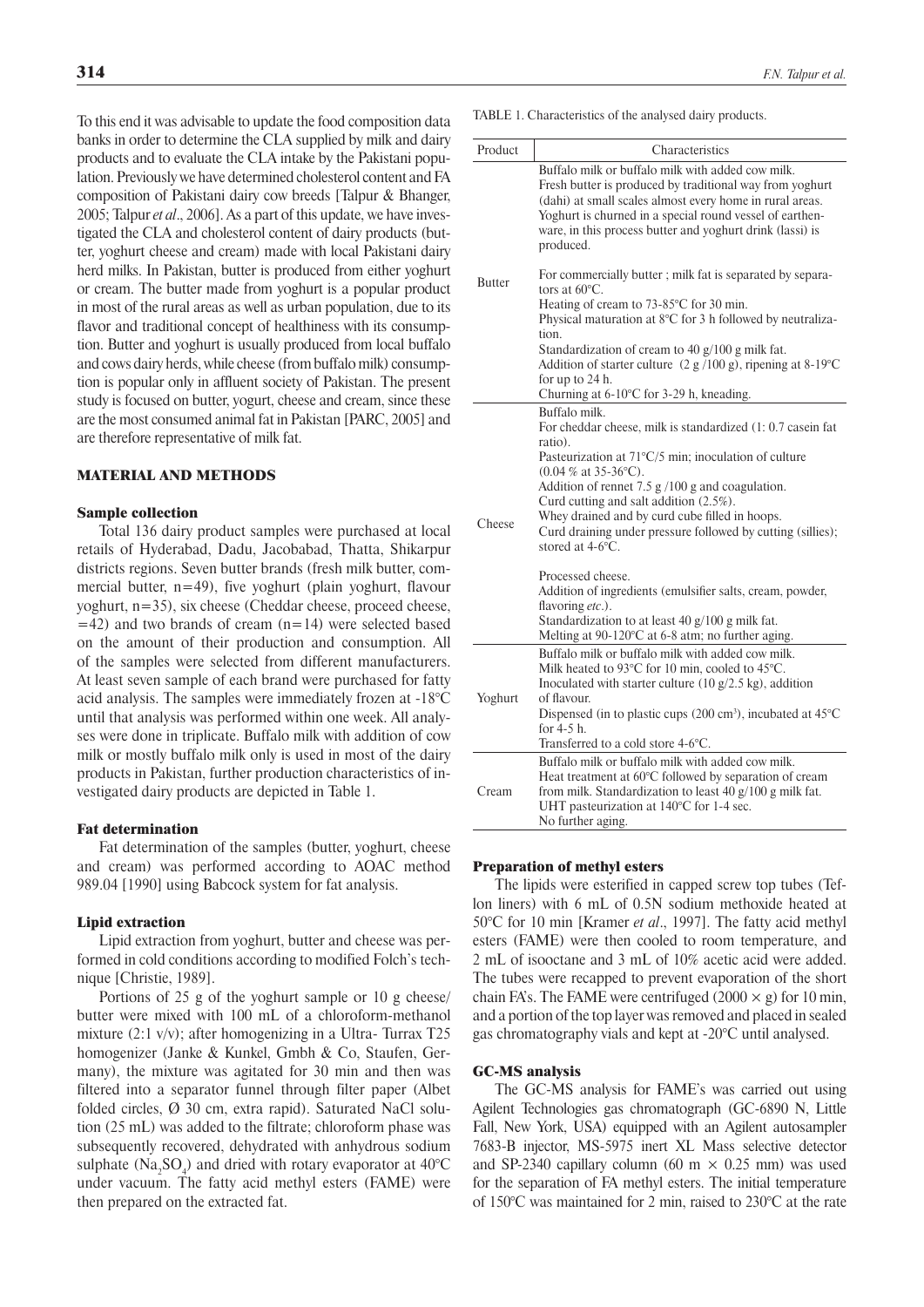To this end it was advisable to update the food composition data banks in order to determine the CLA supplied by milk and dairy products and to evaluate the CLA intake by the Pakistani population. Previously we have determined cholesterol content and FA composition of Pakistani dairy cow breeds [Talpur & Bhanger, 2005; Talpur *et al*., 2006]. As a part of this update, we have investigated the CLA and cholesterol content of dairy products (butter, yoghurt cheese and cream) made with local Pakistani dairy herd milks. In Pakistan, butter is produced from either yoghurt or cream. The butter made from yoghurt is a popular product in most of the rural areas as well as urban population, due to its flavor and traditional concept of healthiness with its consumption. Butter and yoghurt is usually produced from local buffalo and cows dairy herds, while cheese (from buffalo milk) consumption is popular only in affluent society of Pakistan. The present study is focused on butter, yogurt, cheese and cream, since these are the most consumed animal fat in Pakistan [PARC, 2005] and are therefore representative of milk fat.

## MATERIAL AND METHODS

### Sample collection

Total 136 dairy product samples were purchased at local retails of Hyderabad, Dadu, Jacobabad, Thatta, Shikarpur districts regions. Seven butter brands (fresh milk butter, commercial butter, n=49), five yoghurt (plain yoghurt, flavour yoghurt, n=35), six cheese (Cheddar cheese, proceed cheese, =42) and two brands of cream (n=14) were selected based on the amount of their production and consumption. All of the samples were selected from different manufacturers. At least seven sample of each brand were purchased for fatty acid analysis. The samples were immediately frozen at -18°C until that analysis was performed within one week. All analyses were done in triplicate. Buffalo milk with addition of cow milk or mostly buffalo milk only is used in most of the dairy products in Pakistan, further production characteristics of investigated dairy products are depicted in Table 1.

### Fat determination

Fat determination of the samples (butter, yoghurt, cheese and cream) was performed according to AOAC method 989.04 [1990] using Babcock system for fat analysis.

### Lipid extraction

Lipid extraction from yoghurt, butter and cheese was performed in cold conditions according to modified Folch's technique [Christie, 1989].

Portions of 25 g of the yoghurt sample or 10 g cheese/butter were mixed with 100 mL of a chloroform-methanol mixture (2:1 v/v); after homogenizing in a Ultra- Turrax T25 homogenizer (Janke & Kunkel, Gmbh & Co, Staufen, Germany), the mixture was agitated for 30 min and then was filtered into a separator funnel through filter paper (Albet folded circles, Ø 30 cm, extra rapid). Saturated NaCl solution (25 mL) was added to the filtrate; chloroform phase was subsequently recovered, dehydrated with anhydrous sodium sulphate ($Na_2SO_4$) and dried with rotary evaporator at 40°C under vacuum. The fatty acid methyl esters (FAME) were then prepared on the extracted fat.

TABLE 1. Characteristics of the analysed dairy products.

| Product | Characteristics |
|---|---|
| Butter | Buffalo milk or buffalo milk with added cow milk.<br>Fresh butter is produced by traditional way from yoghurt (dahi) at small scales almost every home in rural areas. Yoghurt is churned in a special round vessel of earthenware, in this process butter and yoghurt drink (lassi) is produced.<br><br>For commercially butter ; milk fat is separated by separators at 60°C.<br>Heating of cream to 73-85°C for 30 min.<br>Physical maturation at 8°C for 3 h followed by neutralization.<br>Standardization of cream to 40 g/100 g milk fat.<br>Addition of starter culture (2 g /100 g), ripening at 8-19°C for up to 24 h.<br>Churning at 6-10°C for 3-29 h, kneading. |
| Cheese | Buffalo milk.<br>For cheddar cheese, milk is standardized (1: 0.7 casein fat ratio).<br>Pasteurization at 71°C/5 min; inoculation of culture (0.04 % at 35-36°C).<br>Addition of rennet 7.5 g /100 g and coagulation.<br>Curd cutting and salt addition (2.5%).<br>Whey drained and by curd cube filled in hoops.<br>Curd draining under pressure followed by cutting (sillies); stored at 4-6°C.<br><br>Processed cheese.<br>Addition of ingredients (emulsifier salts, cream, powder, flavoring *etc*.).<br>Standardization to at least 40 g/100 g milk fat.<br>Melting at 90-120°C at 6-8 atm; no further aging. |
| Yoghurt | Buffalo milk or buffalo milk with added cow milk.<br>Milk heated to 93°C for 10 min, cooled to 45°C.<br>Inoculated with starter culture (10 g/2.5 kg), addition of flavour.<br>Dispensed (in to plastic cups (200 cm³), incubated at 45°C for 4-5 h.<br>Transferred to a cold store 4-6°C. |
| Cream | Buffalo milk or buffalo milk with added cow milk.<br>Heat treatment at 60°C followed by separation of cream from milk. Standardization to least 40 g/100 g milk fat.<br>UHT pasteurization at 140°C for 1-4 sec.<br>No further aging. |

### Preparation of methyl esters

The lipids were esterified in capped screw top tubes (Teflon liners) with 6 mL of 0.5N sodium methoxide heated at 50°C for 10 min [Kramer *et al*., 1997]. The fatty acid methyl esters (FAME) were then cooled to room temperature, and 2 mL of isooctane and 3 mL of 10% acetic acid were added. The tubes were recapped to prevent evaporation of the short chain FA's. The FAME were centrifuged (2000 × g) for 10 min, and a portion of the top layer was removed and placed in sealed gas chromatography vials and kept at -20°C until analysed.

### GC-MS analysis

The GC-MS analysis for FAME's was carried out using Agilent Technologies gas chromatograph (GC-6890 N, Little Fall, New York, USA) equipped with an Agilent autosampler 7683-B injector, MS-5975 inert XL Mass selective detector and SP-2340 capillary column (60 m × 0.25 mm) was used for the separation of FA methyl esters. The initial temperature of 150°C was maintained for 2 min, raised to 230°C at the rate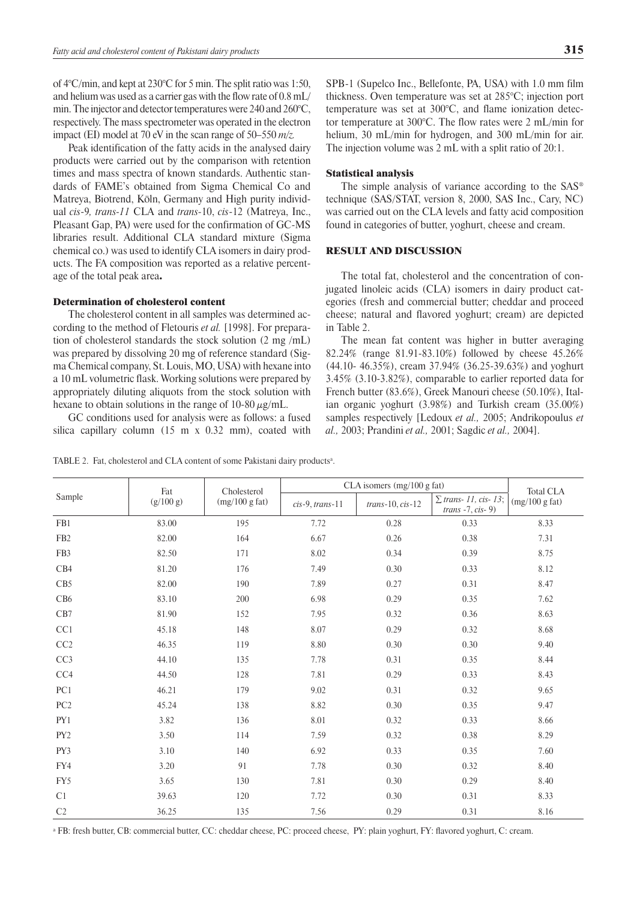of 4°C/min, and kept at 230°C for 5 min. The split ratio was 1:50, and helium was used as a carrier gas with the flow rate of 0.8 mL/min. The injector and detector temperatures were 240 and 260°C, respectively. The mass spectrometer was operated in the electron impact (EI) model at 70 eV in the scan range of 50–550 *m/z.*

Peak identification of the fatty acids in the analysed dairy products were carried out by the comparison with retention times and mass spectra of known standards. Authentic standards of FAME's obtained from Sigma Chemical Co and Matreya, Biotrend, Köln, Germany and High purity individual *cis-9, trans-11* CLA and *trans*-10, *cis*-12 (Matreya, Inc., Pleasant Gap, PA) were used for the confirmation of GC-MS libraries result. Additional CLA standard mixture (Sigma chemical co.) was used to identify CLA isomers in dairy products. The FA composition was reported as a relative percentage of the total peak area**.**

### Determination of cholesterol content

The cholesterol content in all samples was determined according to the method of Fletouris *et al.* [1998]. For preparation of cholesterol standards the stock solution (2 mg /mL) was prepared by dissolving 20 mg of reference standard (Sigma Chemical company, St. Louis, MO, USA) with hexane into a 10 mL volumetric flask. Working solutions were prepared by appropriately diluting aliquots from the stock solution with hexane to obtain solutions in the range of 10-80 $\mu$g/mL.

GC conditions used for analysis were as follows: a fused silica capillary column (15 m x 0.32 mm), coated with SPB-1 (Supelco Inc., Bellefonte, PA, USA) with 1.0 mm film thickness. Oven temperature was set at 285°C; injection port temperature was set at 300°C, and flame ionization detector temperature at 300°C. The flow rates were 2 mL/min for helium, 30 mL/min for hydrogen, and 300 mL/min for air. The injection volume was 2 mL with a split ratio of 20:1.

### Statistical analysis

The simple analysis of variance according to the SAS® technique (SAS/STAT, version 8, 2000, SAS Inc., Cary, NC) was carried out on the CLA levels and fatty acid composition found in categories of butter, yoghurt, cheese and cream.

## RESULT AND DISCUSSION

The total fat, cholesterol and the concentration of conjugated linoleic acids (CLA) isomers in dairy product categories (fresh and commercial butter; cheddar and proceed cheese; natural and flavored yoghurt; cream) are depicted in Table 2.

The mean fat content was higher in butter averaging 82.24% (range 81.91-83.10%) followed by cheese 45.26% (44.10- 46.35%), cream 37.94% (36.25-39.63%) and yoghurt 3.45% (3.10-3.82%), comparable to earlier reported data for French butter (83.6%), Greek Manouri cheese (50.10%), Italian organic yoghurt (3.98%) and Turkish cream (35.00%) samples respectively [Ledoux *et al.,* 2005; Andrikopoulus *et al.,* 2003; Prandini *et al.,* 2001; Sagdic *et al.,* 2004].

TABLE 2. Fat, cholesterol and CLA content of some Pakistani dairy products[a].

| Sample | Fat (g/100 g) | Cholesterol (mg/100 g fat) | CLA isomers (mg/100 g fat) | | | Total CLA (mg/100 g fat) |
|---|---|---|---|---|---|---|
| | | | *cis*-9, *trans*-11 | *trans*-10, *cis*-12 | ∑ *trans*- *11, cis*- *13*; *trans* -7, *cis*- 9) | |
| FB1 | 83.00 | 195 | 7.72 | 0.28 | 0.33 | 8.33 |
| FB2 | 82.00 | 164 | 6.67 | 0.26 | 0.38 | 7.31 |
| FB3 | 82.50 | 171 | 8.02 | 0.34 | 0.39 | 8.75 |
| CB4 | 81.20 | 176 | 7.49 | 0.30 | 0.33 | 8.12 |
| CB5 | 82.00 | 190 | 7.89 | 0.27 | 0.31 | 8.47 |
| CB6 | 83.10 | 200 | 6.98 | 0.29 | 0.35 | 7.62 |
| CB7 | 81.90 | 152 | 7.95 | 0.32 | 0.36 | 8.63 |
| CC1 | 45.18 | 148 | 8.07 | 0.29 | 0.32 | 8.68 |
| CC2 | 46.35 | 119 | 8.80 | 0.30 | 0.30 | 9.40 |
| CC3 | 44.10 | 135 | 7.78 | 0.31 | 0.35 | 8.44 |
| CC4 | 44.50 | 128 | 7.81 | 0.29 | 0.33 | 8.43 |
| PC1 | 46.21 | 179 | 9.02 | 0.31 | 0.32 | 9.65 |
| PC2 | 45.24 | 138 | 8.82 | 0.30 | 0.35 | 9.47 |
| PY1 | 3.82 | 136 | 8.01 | 0.32 | 0.33 | 8.66 |
| PY2 | 3.50 | 114 | 7.59 | 0.32 | 0.38 | 8.29 |
| PY3 | 3.10 | 140 | 6.92 | 0.33 | 0.35 | 7.60 |
| FY4 | 3.20 | 91 | 7.78 | 0.30 | 0.32 | 8.40 |
| FY5 | 3.65 | 130 | 7.81 | 0.30 | 0.29 | 8.40 |
| C1 | 39.63 | 120 | 7.72 | 0.30 | 0.31 | 8.33 |
| C2 | 36.25 | 135 | 7.56 | 0.29 | 0.31 | 8.16 |

[a] FB: fresh butter, CB: commercial butter, CC: cheddar cheese, PC: proceed cheese, PY: plain yoghurt, FY: flavored yoghurt, C: cream.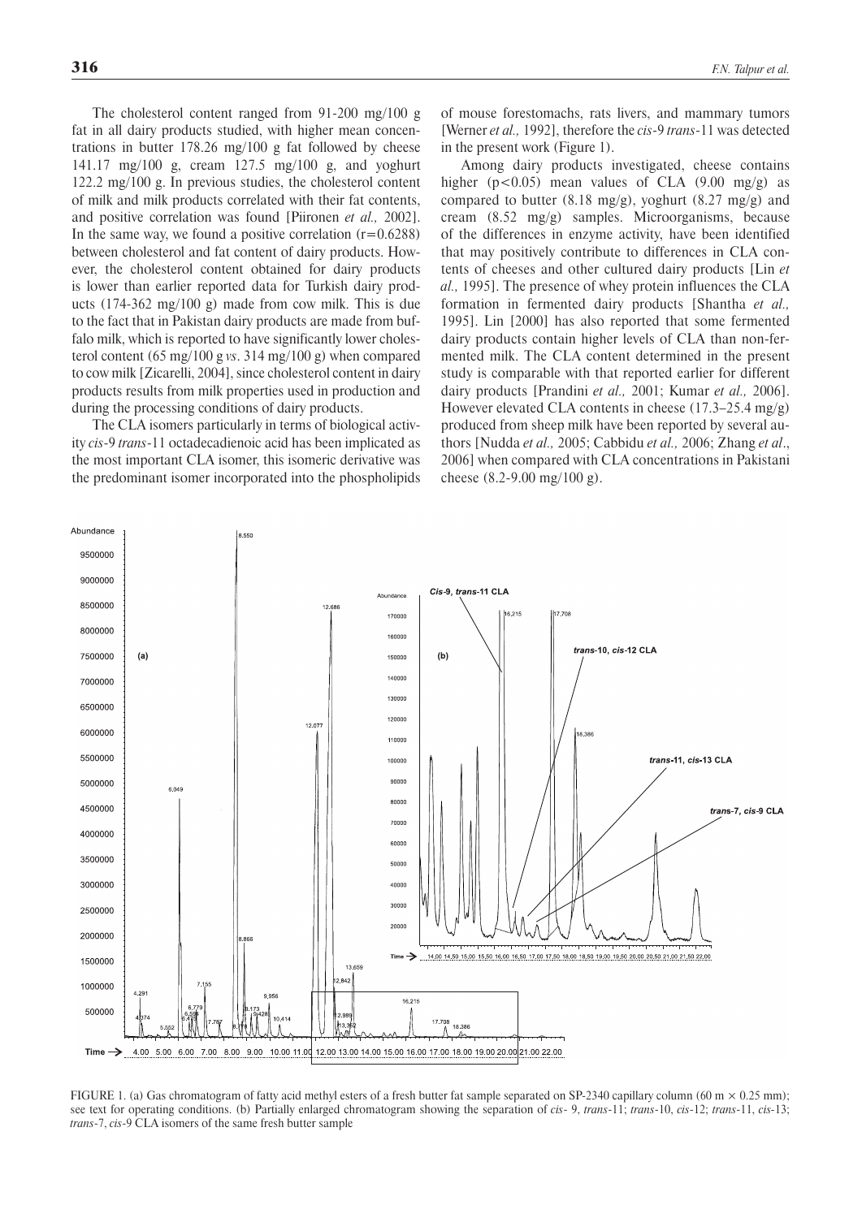The cholesterol content ranged from 91-200 mg/100 g fat in all dairy products studied, with higher mean concentrations in butter 178.26 mg/100 g fat followed by cheese 141.17 mg/100 g, cream 127.5 mg/100 g, and yoghurt 122.2 mg/100 g. In previous studies, the cholesterol content of milk and milk products correlated with their fat contents, and positive correlation was found [Piironen *et al.,* 2002]. In the same way, we found a positive correlation ($r=0.6288$) between cholesterol and fat content of dairy products. However, the cholesterol content obtained for dairy products is lower than earlier reported data for Turkish dairy products (174-362 mg/100 g) made from cow milk. This is due to the fact that in Pakistan dairy products are made from buffalo milk, which is reported to have significantly lower cholesterol content (65 mg/100 g *vs*. 314 mg/100 g) when compared to cow milk [Zicarelli, 2004], since cholesterol content in dairy products results from milk properties used in production and during the processing conditions of dairy products.

The CLA isomers particularly in terms of biological activity *cis*-9 *trans*-11 octadecadienoic acid has been implicated as the most important CLA isomer, this isomeric derivative was the predominant isomer incorporated into the phospholipids of mouse forestomachs, rats livers, and mammary tumors [Werner *et al.,* 1992], therefore the *cis*-9 *trans*-11 was detected in the present work (Figure 1).

Among dairy products investigated, cheese contains higher ($p<0.05$) mean values of CLA (9.00 mg/g) as compared to butter (8.18 mg/g), yoghurt (8.27 mg/g) and cream (8.52 mg/g) samples. Microorganisms, because of the differences in enzyme activity, have been identified that may positively contribute to differences in CLA contents of cheeses and other cultured dairy products [Lin *et al.,* 1995]. The presence of whey protein influences the CLA formation in fermented dairy products [Shantha *et al.,* 1995]. Lin [2000] has also reported that some fermented dairy products contain higher levels of CLA than non-fermented milk. The CLA content determined in the present study is comparable with that reported earlier for different dairy products [Prandini *et al.,* 2001; Kumar *et al.,* 2006]. However elevated CLA contents in cheese (17.3–25.4 mg/g) produced from sheep milk have been reported by several authors [Nudda *et al.,* 2005; Cabbidu *et al.,* 2006; Zhang *et al*., 2006] when compared with CLA concentrations in Pakistani cheese (8.2-9.00 mg/100 g).

FIGURE 1. (a) Gas chromatogram of fatty acid methyl esters of a fresh butter fat sample separated on SP-2340 capillary column (60 m × 0.25 mm); see text for operating conditions. (b) Partially enlarged chromatogram showing the separation of *cis*- 9, *trans*-11; *trans*-10, *cis*-12; *trans*-11, *cis*-13; *trans*-7, *cis*-9 CLA isomers of the same fresh butter sample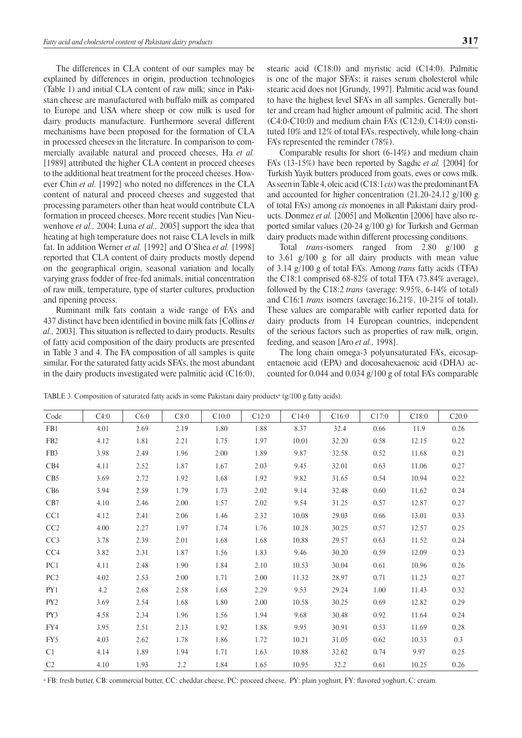The differences in CLA content of our samples may be explained by differences in origin, production technologies (Table 1) and initial CLA content of raw milk; since in Pakistan cheese are manufactured with buffalo milk as compared to Europe and USA where sheep or cow milk is used for dairy products manufacture. Furthermore several different mechanisms have been proposed for the formation of CLA in processed cheeses in the literature. In comparison to commercially available natural and proceed cheeses, Ha *et al.* [1989] attributed the higher CLA content in proceed cheeses to the additional heat treatment for the proceed cheeses. However Chin *et al.* [1992] who noted no differences in the CLA content of natural and proceed cheeses and suggested that processing parameters other than heat would contribute CLA formation in proceed cheeses. More recent studies [Van Nieuwenhove *et al.,* 2004; Luna *et al.,* 2005] support the idea that heating at high temperature does not raise CLA levels in milk fat. In addition Werner *et al.* [1992] and O'Shea *et al.* [1998] reported that CLA content of dairy products mostly depend on the geographical origin, seasonal variation and locally varying grass fodder of free-fed animals, initial concentration of raw milk, temperature, type of starter cultures, production and ripening process.

Ruminant milk fats contain a wide range of FA's and 437 distinct have been identified in bovine milk fats [Collins *et al.,* 2003]. This situation is reflected to dairy products. Results of fatty acid composition of the dairy products are presented in Table 3 and 4. The FA composition of all samples is quite similar. For the saturated fatty acids SFA's, the most abundant in the dairy products investigated were palmitic acid (C16:0), stearic acid (C18:0) and myristic acid (C14:0). Palmitic is one of the major SFA's; it raises serum cholesterol while stearic acid does not [Grundy, 1997]. Palmitic acid was found to have the highest level SFA's in all samples. Generally butter and cream had higher amount of palmitic acid. The short (C4:0-C10:0) and medium chain FA's (C12:0, C14:0) constituted 10% and 12% of total FA's, respectively, while long-chain FA's represented the reminder (78%).

Comparable results for short (6-14%) and medium chain FA's (13-15%) have been reported by Sagdic *et al.* [2004] for Turkish Yayik butters produced from goats, ewes or cows milk. As seen in Table 4, oleic acid (C18:1 *cis*) was the predominant FA and accounted for higher concentration (21.20-24.12 g/100 g of total FA's) among *cis* monoenes in all Pakistani dairy products. Donmez *et al.* [2005] and Molkentin [2006] have also reported similar values (20-24 g/100 g) for Turkish and German dairy products made within different processing conditions.

Total *trans*-isomers ranged from 2.80 g/100 g to 3.61 g/100 g for all dairy products with mean value of 3.14 g/100 g of total FA's. Among *trans* fatty acids (TFA) the C18:1 comprised 68-82% of total TFA (73.84% average), followed by the C18:2 *trans* (average: 9.95%, 6-14% of total) and C16:1 *trans* isomers (average:16.21%, 10-21% of total). These values are comparable with earlier reported data for dairy products from 14 European countries, independent of the serious factors such as properties of raw milk, origin, feeding, and season [Aro *et al.,* 1998].

The long chain omega-3 polyunsaturated FA's, eicosapentaenoic acid (EPA) and docosahexaenoic acid (DHA) accounted for 0.044 and 0.034 g/100 g of total FA's comparable

TABLE 3. Composition of saturated fatty acids in some Pakistani dairy products[a] (g/100 g fatty acids).

| Code | C4:0 | C6:0 | C8:0 | C10:0 | C12:0 | C14:0 | C16:0 | C17:0 | C18:0 | C20:0 |
|---|---|---|---|---|---|---|---|---|---|---|
| FB1 | 4.01 | 2.69 | 2.19 | 1.80 | 1.88 | 8.37 | 32.4 | 0.66 | 11.9 | 0.26 |
| FB2 | 4.12 | 1.81 | 2.21 | 1.75 | 1.97 | 10.01 | 32.20 | 0.58 | 12.15 | 0.22 |
| FB3 | 3.98 | 2.49 | 1.96 | 2.00 | 1.89 | 9.87 | 32.58 | 0.52 | 11.68 | 0.21 |
| CB4 | 4.11 | 2.52 | 1.87 | 1.67 | 2.03 | 9.45 | 32.01 | 0.63 | 11.06 | 0.27 |
| CB5 | 3.69 | 2.72 | 1.92 | 1.68 | 1.92 | 9.82 | 31.65 | 0.54 | 10.94 | 0.22 |
| CB6 | 3.94 | 2.59 | 1.79 | 1.73 | 2.02 | 9.14 | 32.48 | 0.60 | 11.62 | 0.24 |
| CB7 | 4.10 | 2.46 | 2.00 | 1.57 | 2.02 | 9.54 | 31.25 | 0.57 | 12.87 | 0.27 |
| CC1 | 4.12 | 2.41 | 2.06 | 1.46 | 2.32 | 10.08 | 29.03 | 0.66 | 13.01 | 0.33 |
| CC2 | 4.00 | 2.27 | 1.97 | 1.74 | 1.76 | 10.28 | 30.25 | 0.57 | 12.57 | 0.25 |
| CC3 | 3.78 | 2.39 | 2.01 | 1.68 | 1.68 | 10.88 | 29.57 | 0.63 | 11.52 | 0.24 |
| CC4 | 3.82 | 2.31 | 1.87 | 1.56 | 1.83 | 9.46 | 30.20 | 0.59 | 12.09 | 0.23 |
| PC1 | 4.11 | 2.48 | 1.90 | 1.84 | 2.10 | 10.53 | 30.04 | 0.61 | 10.96 | 0.26 |
| PC2 | 4.02 | 2.53 | 2.00 | 1.71 | 2.00 | 11.32 | 28.97 | 0.71 | 11.23 | 0.27 |
| PY1 | 4.2 | 2.68 | 2.58 | 1.68 | 2.29 | 9.53 | 29.24 | 1.00 | 11.43 | 0.32 |
| PY2 | 3.69 | 2.54 | 1.68 | 1.80 | 2.00 | 10.58 | 30.25 | 0.69 | 12.82 | 0.29 |
| PY3 | 4.58 | 2.34 | 1.96 | 1.56 | 1.94 | 9.68 | 30.48 | 0.92 | 11.64 | 0.24 |
| FY4 | 3.95 | 2.51 | 2.13 | 1.92 | 1.88 | 9.95 | 30.91 | 0.53 | 11.69 | 0.28 |
| FY5 | 4.03 | 2.62 | 1.78 | 1.86 | 1.72 | 10.21 | 31.05 | 0.62 | 10.33 | 0.3 |
| C1 | 4.14 | 1.89 | 1.94 | 1.71 | 1.63 | 10.88 | 32.62 | 0.74 | 9.97 | 0.25 |
| C2 | 4.10 | 1.93 | 2.2 | 1.84 | 1.65 | 10.95 | 32.2 | 0.61 | 10.25 | 0.26 |

[a] FB: fresh butter, CB: commercial butter, CC: cheddar cheese, PC: proceed cheese, PY: plain yoghurt, FY: flavored yoghurt, C: cream.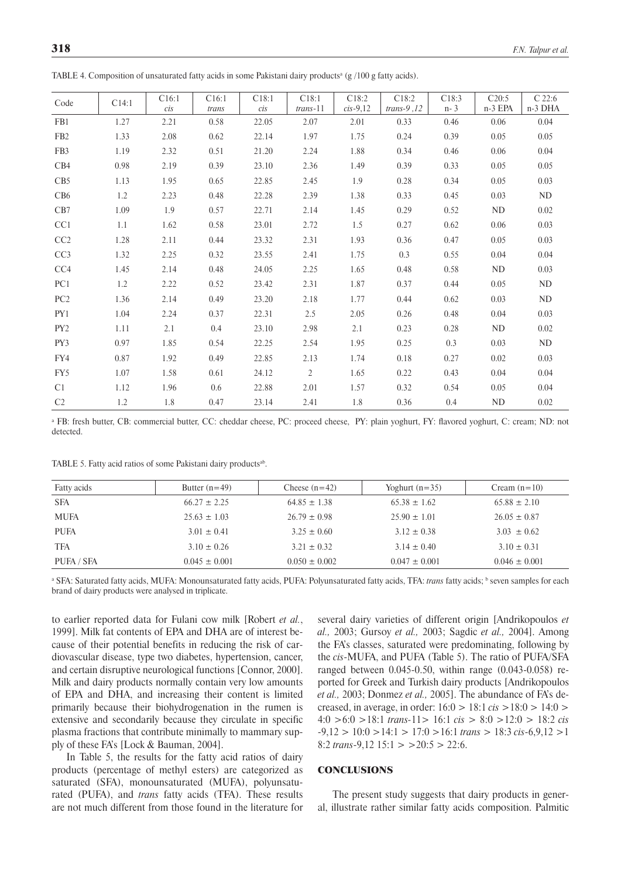TABLE 4. Composition of unsaturated fatty acids in some Pakistani dairy products[a] (g /100 g fatty acids).

| Code | C14:1 | C16:1 *cis* | C16:1 *trans* | C18:1 *cis* | C18:1 *trans*-11 | C18:2 *cis*-9,12 | C18:2 *trans*-9 ,12 | C18:3 n- 3 | C20:5 n-3 EPA | C 22:6 n-3 DHA |
|---|---|---|---|---|---|---|---|---|---|---|
| FB1 | 1.27 | 2.21 | 0.58 | 22.05 | 2.07 | 2.01 | 0.33 | 0.46 | 0.06 | 0.04 |
| FB2 | 1.33 | 2.08 | 0.62 | 22.14 | 1.97 | 1.75 | 0.24 | 0.39 | 0.05 | 0.05 |
| FB3 | 1.19 | 2.32 | 0.51 | 21.20 | 2.24 | 1.88 | 0.34 | 0.46 | 0.06 | 0.04 |
| CB4 | 0.98 | 2.19 | 0.39 | 23.10 | 2.36 | 1.49 | 0.39 | 0.33 | 0.05 | 0.05 |
| CB5 | 1.13 | 1.95 | 0.65 | 22.85 | 2.45 | 1.9 | 0.28 | 0.34 | 0.05 | 0.03 |
| CB6 | 1.2 | 2.23 | 0.48 | 22.28 | 2.39 | 1.38 | 0.33 | 0.45 | 0.03 | ND |
| CB7 | 1.09 | 1.9 | 0.57 | 22.71 | 2.14 | 1.45 | 0.29 | 0.52 | ND | 0.02 |
| CC1 | 1.1 | 1.62 | 0.58 | 23.01 | 2.72 | 1.5 | 0.27 | 0.62 | 0.06 | 0.03 |
| CC2 | 1.28 | 2.11 | 0.44 | 23.32 | 2.31 | 1.93 | 0.36 | 0.47 | 0.05 | 0.03 |
| CC3 | 1.32 | 2.25 | 0.32 | 23.55 | 2.41 | 1.75 | 0.3 | 0.55 | 0.04 | 0.04 |
| CC4 | 1.45 | 2.14 | 0.48 | 24.05 | 2.25 | 1.65 | 0.48 | 0.58 | ND | 0.03 |
| PC1 | 1.2 | 2.22 | 0.52 | 23.42 | 2.31 | 1.87 | 0.37 | 0.44 | 0.05 | ND |
| PC2 | 1.36 | 2.14 | 0.49 | 23.20 | 2.18 | 1.77 | 0.44 | 0.62 | 0.03 | ND |
| PY1 | 1.04 | 2.24 | 0.37 | 22.31 | 2.5 | 2.05 | 0.26 | 0.48 | 0.04 | 0.03 |
| PY2 | 1.11 | 2.1 | 0.4 | 23.10 | 2.98 | 2.1 | 0.23 | 0.28 | ND | 0.02 |
| PY3 | 0.97 | 1.85 | 0.54 | 22.25 | 2.54 | 1.95 | 0.25 | 0.3 | 0.03 | ND |
| FY4 | 0.87 | 1.92 | 0.49 | 22.85 | 2.13 | 1.74 | 0.18 | 0.27 | 0.02 | 0.03 |
| FY5 | 1.07 | 1.58 | 0.61 | 24.12 | 2 | 1.65 | 0.22 | 0.43 | 0.04 | 0.04 |
| C1 | 1.12 | 1.96 | 0.6 | 22.88 | 2.01 | 1.57 | 0.32 | 0.54 | 0.05 | 0.04 |
| C2 | 1.2 | 1.8 | 0.47 | 23.14 | 2.41 | 1.8 | 0.36 | 0.4 | ND | 0.02 |

[a] FB: fresh butter, CB: commercial butter, CC: cheddar cheese, PC: proceed cheese, PY: plain yoghurt, FY: flavored yoghurt, C: cream; ND: not detected.

TABLE 5. Fatty acid ratios of some Pakistani dairy products[ab].

| Fatty acids | Butter (n=49) | Cheese (n=42) | Yoghurt (n=35) | Cream (n=10) |
|---|---|---|---|---|
| SFA | 66.27 ± 2.25 | 64.85 ± 1.38 | 65.38 ± 1.62 | 65.88 ± 2.10 |
| MUFA | 25.63 ± 1.03 | 26.79 ± 0.98 | 25.90 ± 1.01 | 26.05 ± 0.87 |
| PUFA | 3.01 ± 0.41 | 3.25 ± 0.60 | 3.12 ± 0.38 | 3.03 ± 0.62 |
| TFA | 3.10 ± 0.26 | 3.21 ± 0.32 | 3.14 ± 0.40 | 3.10 ± 0.31 |
| PUFA / SFA | 0.045 ± 0.001 | 0.050 ± 0.002 | 0.047 ± 0.001 | 0.046 ± 0.001 |

[a] SFA: Saturated fatty acids, MUFA: Monounsaturated fatty acids, PUFA: Polyunsaturated fatty acids, TFA: *trans* fatty acids; [b] seven samples for each brand of dairy products were analysed in triplicate.

to earlier reported data for Fulani cow milk [Robert *et al.*, 1999]. Milk fat contents of EPA and DHA are of interest because of their potential benefits in reducing the risk of cardiovascular disease, type two diabetes, hypertension, cancer, and certain disruptive neurological functions [Connor, 2000]. Milk and dairy products normally contain very low amounts of EPA and DHA, and increasing their content is limited primarily because their biohydrogenation in the rumen is extensive and secondarily because they circulate in specific plasma fractions that contribute minimally to mammary supply of these FA's [Lock & Bauman, 2004].

In Table 5, the results for the fatty acid ratios of dairy products (percentage of methyl esters) are categorized as saturated (SFA), monounsaturated (MUFA), polyunsaturated (PUFA), and *trans* fatty acids (TFA). These results are not much different from those found in the literature for several dairy varieties of different origin [Andrikopoulos *et al.,* 2003; Gursoy *et al.,* 2003; Sagdic *et al.,* 2004]. Among the FA's classes, saturated were predominating, followed by the *cis*-MUFA, and PUFA (Table 5). The ratio of PUFA/SFA ranged between 0.045-0.50, within range (0.043-0.058) reported for Greek and Turkish dairy products [Andrikopoulos *et al.,* 2003; Donmez *et al.,* 2005]. The abundance of FA's decreased, in average, in order: 16:0 > 18:1 *cis* >18:0 > 14:0 > 4:0 >6:0 >18:1 *trans*-11> 16:1 *cis* > 8:0 >12:0 > 18:2 *cis* -9,12 > 10:0 >14:1 > 17:0 >16:1 *trans* > 18:3 *cis*-6,9,12 >1 8:2 *trans*-9,12 15:1 > >20:5 > 22:6.

## CONCLUSIONS

The present study suggests that dairy products in general, illustrate rather similar fatty acids composition. Palmitic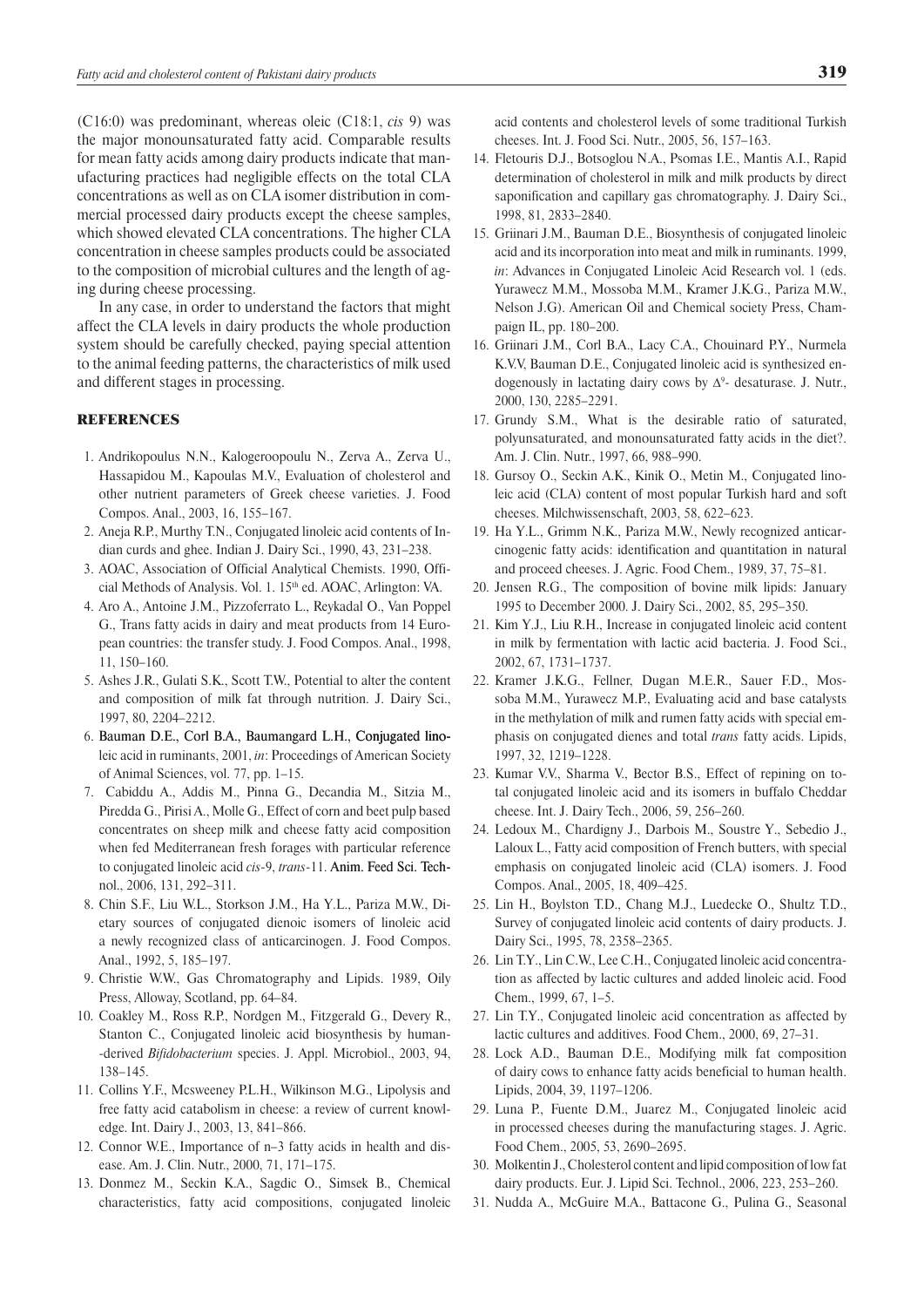(C16:0) was predominant, whereas oleic (C18:1, *cis* 9) was the major monounsaturated fatty acid. Comparable results for mean fatty acids among dairy products indicate that manufacturing practices had negligible effects on the total CLA concentrations as well as on CLA isomer distribution in commercial processed dairy products except the cheese samples, which showed elevated CLA concentrations. The higher CLA concentration in cheese samples products could be associated to the composition of microbial cultures and the length of aging during cheese processing.

In any case, in order to understand the factors that might affect the CLA levels in dairy products the whole production system should be carefully checked, paying special attention to the animal feeding patterns, the characteristics of milk used and different stages in processing.

## REFERENCES

1. Andrikopoulus N.N., Kalogeroopoulu N., Zerva A., Zerva U., Hassapidou M., Kapoulas M.V., Evaluation of cholesterol and other nutrient parameters of Greek cheese varieties. J. Food Compos. Anal., 2003, 16, 155–167.
2. Aneja R.P., Murthy T.N., Conjugated linoleic acid contents of Indian curds and ghee. Indian J. Dairy Sci., 1990, 43, 231–238.
3. AOAC, Association of Official Analytical Chemists. 1990, Official Methods of Analysis. Vol. 1. 15th ed. AOAC, Arlington: VA.
4. Aro A., Antoine J.M., Pizzoferrato L., Reykadal O., Van Poppel G., Trans fatty acids in dairy and meat products from 14 European countries: the transfer study. J. Food Compos. Anal., 1998, 11, 150–160.
5. Ashes J.R., Gulati S.K., Scott T.W., Potential to alter the content and composition of milk fat through nutrition. J. Dairy Sci., 1997, 80, 2204–2212.
6. Bauman D.E., Corl B.A., Baumangard L.H., Conjugated linoleic acid in ruminants, 2001, *in*: Proceedings of American Society of Animal Sciences, vol. 77, pp. 1–15.
7. Cabiddu A., Addis M., Pinna G., Decandia M., Sitzia M., Piredda G., Pirisi A., Molle G., Effect of corn and beet pulp based concentrates on sheep milk and cheese fatty acid composition when fed Mediterranean fresh forages with particular reference to conjugated linoleic acid *cis*-9, *trans*-11. Anim. Feed Sci. Technol., 2006, 131, 292–311.
8. Chin S.F., Liu W.L., Storkson J.M., Ha Y.L., Pariza M.W., Dietary sources of conjugated dienoic isomers of linoleic acid a newly recognized class of anticarcinogen. J. Food Compos. Anal., 1992, 5, 185–197.
9. Christie W.W., Gas Chromatography and Lipids. 1989, Oily Press, Alloway, Scotland, pp. 64–84.
10. Coakley M., Ross R.P., Nordgen M., Fitzgerald G., Devery R., Stanton C., Conjugated linoleic acid biosynthesis by human-derived *Bifidobacterium* species. J. Appl. Microbiol., 2003, 94, 138–145.
11. Collins Y.F., Mcsweeney P.L.H., Wilkinson M.G., Lipolysis and free fatty acid catabolism in cheese: a review of current knowledge. Int. Dairy J., 2003, 13, 841–866.
12. Connor W.E., Importance of n–3 fatty acids in health and disease. Am. J. Clin. Nutr., 2000, 71, 171–175.
13. Donmez M., Seckin K.A., Sagdic O., Simsek B., Chemical characteristics, fatty acid compositions, conjugated linoleic acid contents and cholesterol levels of some traditional Turkish cheeses. Int. J. Food Sci. Nutr., 2005, 56, 157–163.
14. Fletouris D.J., Botsoglou N.A., Psomas I.E., Mantis A.I., Rapid determination of cholesterol in milk and milk products by direct saponification and capillary gas chromatography. J. Dairy Sci., 1998, 81, 2833–2840.
15. Griinari J.M., Bauman D.E., Biosynthesis of conjugated linoleic acid and its incorporation into meat and milk in ruminants. 1999, *in*: Advances in Conjugated Linoleic Acid Research vol. 1 (eds. Yurawecz M.M., Mossoba M.M., Kramer J.K.G., Pariza M.W., Nelson J.G). American Oil and Chemical society Press, Champaign IL, pp. 180–200.
16. Griinari J.M., Corl B.A., Lacy C.A., Chouinard P.Y., Nurmela K.V.V, Bauman D.E., Conjugated linoleic acid is synthesized endogenously in lactating dairy cows by $\Delta^9$- desaturase. J. Nutr., 2000, 130, 2285–2291.
17. Grundy S.M., What is the desirable ratio of saturated, polyunsaturated, and monounsaturated fatty acids in the diet?. Am. J. Clin. Nutr., 1997, 66, 988–990.
18. Gursoy O., Seckin A.K., Kinik O., Metin M., Conjugated linoleic acid (CLA) content of most popular Turkish hard and soft cheeses. Milchwissenschaft, 2003, 58, 622–623.
19. Ha Y.L., Grimm N.K., Pariza M.W., Newly recognized anticarcinogenic fatty acids: identification and quantitation in natural and proceed cheeses. J. Agric. Food Chem., 1989, 37, 75–81.
20. Jensen R.G., The composition of bovine milk lipids: January 1995 to December 2000. J. Dairy Sci., 2002, 85, 295–350.
21. Kim Y.J., Liu R.H., Increase in conjugated linoleic acid content in milk by fermentation with lactic acid bacteria. J. Food Sci., 2002, 67, 1731–1737.
22. Kramer J.K.G., Fellner, Dugan M.E.R., Sauer F.D., Mossoba M.M., Yurawecz M.P., Evaluating acid and base catalysts in the methylation of milk and rumen fatty acids with special emphasis on conjugated dienes and total *trans* fatty acids. Lipids, 1997, 32, 1219–1228.
23. Kumar V.V., Sharma V., Bector B.S., Effect of repining on total conjugated linoleic acid and its isomers in buffalo Cheddar cheese. Int. J. Dairy Tech., 2006, 59, 256–260.
24. Ledoux M., Chardigny J., Darbois M., Soustre Y., Sebedio J., Laloux L., Fatty acid composition of French butters, with special emphasis on conjugated linoleic acid (CLA) isomers. J. Food Compos. Anal., 2005, 18, 409–425.
25. Lin H., Boylston T.D., Chang M.J., Luedecke O., Shultz T.D., Survey of conjugated linoleic acid contents of dairy products. J. Dairy Sci., 1995, 78, 2358–2365.
26. Lin T.Y., Lin C.W., Lee C.H., Conjugated linoleic acid concentration as affected by lactic cultures and added linoleic acid. Food Chem., 1999, 67, 1–5.
27. Lin T.Y., Conjugated linoleic acid concentration as affected by lactic cultures and additives. Food Chem., 2000, 69, 27–31.
28. Lock A.D., Bauman D.E., Modifying milk fat composition of dairy cows to enhance fatty acids beneficial to human health. Lipids, 2004, 39, 1197–1206.
29. Luna P., Fuente D.M., Juarez M., Conjugated linoleic acid in processed cheeses during the manufacturing stages. J. Agric. Food Chem., 2005, 53, 2690–2695.
30. Molkentin J., Cholesterol content and lipid composition of low fat dairy products. Eur. J. Lipid Sci. Technol., 2006, 223, 253–260.
31. Nudda A., McGuire M.A., Battacone G., Pulina G., Seasonal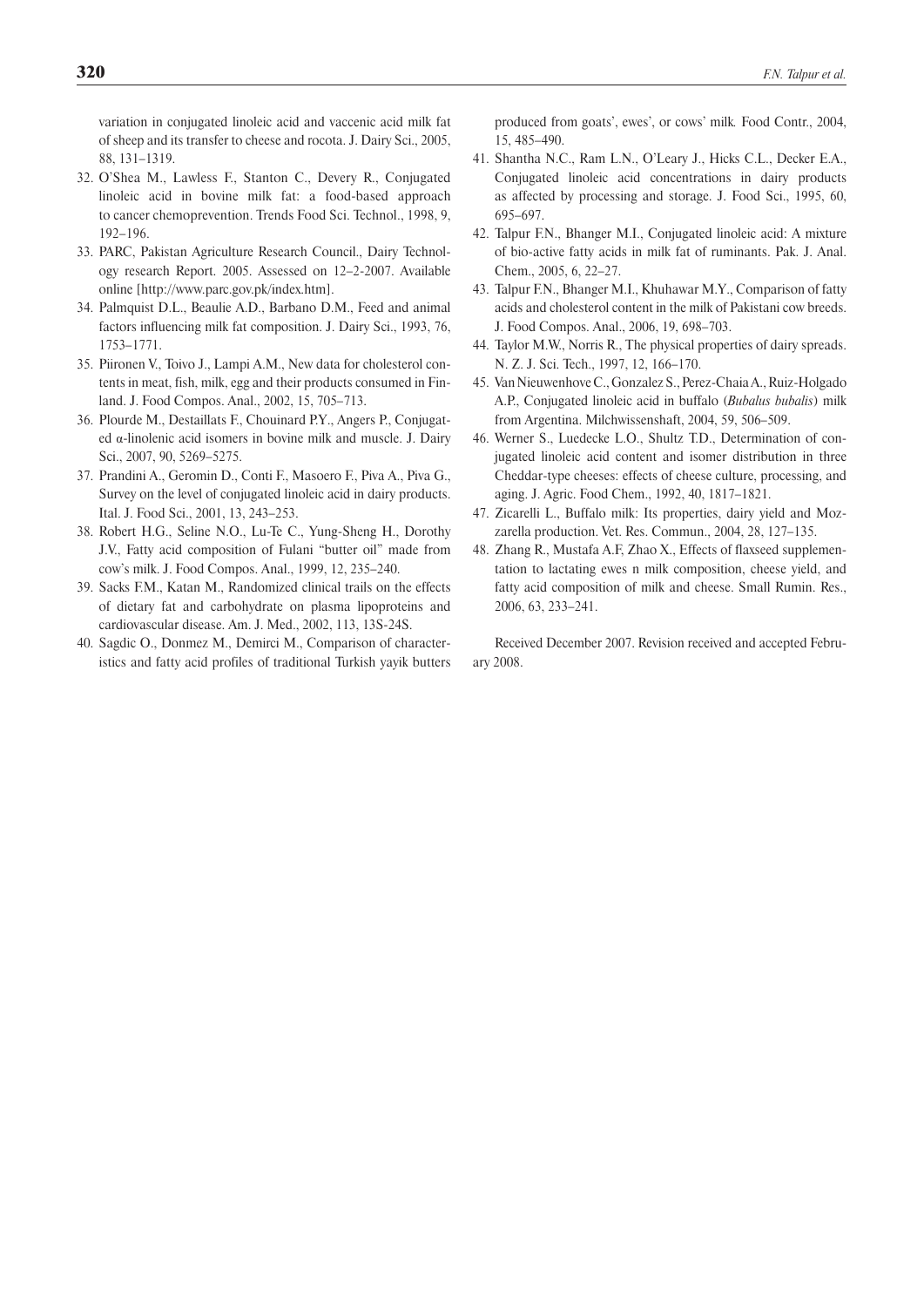variation in conjugated linoleic acid and vaccenic acid milk fat of sheep and its transfer to cheese and rocota. J. Dairy Sci., 2005, 88, 131–1319.

32. O'Shea M., Lawless F., Stanton C., Devery R., Conjugated linoleic acid in bovine milk fat: a food-based approach to cancer chemoprevention. Trends Food Sci. Technol., 1998, 9, 192–196.
33. PARC, Pakistan Agriculture Research Council., Dairy Technology research Report. 2005. Assessed on 12–2-2007. Available online [http://www.parc.gov.pk/index.htm].
34. Palmquist D.L., Beaulie A.D., Barbano D.M., Feed and animal factors influencing milk fat composition. J. Dairy Sci., 1993, 76, 1753–1771.
35. Piironen V., Toivo J., Lampi A.M., New data for cholesterol contents in meat, fish, milk, egg and their products consumed in Finland. J. Food Compos. Anal., 2002, 15, 705–713.
36. Plourde M., Destaillats F., Chouinard P.Y., Angers P., Conjugated α-linolenic acid isomers in bovine milk and muscle. J. Dairy Sci., 2007, 90, 5269–5275.
37. Prandini A., Geromin D., Conti F., Masoero F., Piva A., Piva G., Survey on the level of conjugated linoleic acid in dairy products. Ital. J. Food Sci., 2001, 13, 243–253.
38. Robert H.G., Seline N.O., Lu-Te C., Yung-Sheng H., Dorothy J.V., Fatty acid composition of Fulani "butter oil" made from cow's milk. J. Food Compos. Anal., 1999, 12, 235–240.
39. Sacks F.M., Katan M., Randomized clinical trails on the effects of dietary fat and carbohydrate on plasma lipoproteins and cardiovascular disease. Am. J. Med., 2002, 113, 13S-24S.
40. Sagdic O., Donmez M., Demirci M., Comparison of characteristics and fatty acid profiles of traditional Turkish yayik butters produced from goats', ewes', or cows' milk. Food Contr., 2004, 15, 485–490.
41. Shantha N.C., Ram L.N., O'Leary J., Hicks C.L., Decker E.A., Conjugated linoleic acid concentrations in dairy products as affected by processing and storage. J. Food Sci., 1995, 60, 695–697.
42. Talpur F.N., Bhanger M.I., Conjugated linoleic acid: A mixture of bio-active fatty acids in milk fat of ruminants. Pak. J. Anal. Chem., 2005, 6, 22–27.
43. Talpur F.N., Bhanger M.I., Khuhawar M.Y., Comparison of fatty acids and cholesterol content in the milk of Pakistani cow breeds. J. Food Compos. Anal., 2006, 19, 698–703.
44. Taylor M.W., Norris R., The physical properties of dairy spreads. N. Z. J. Sci. Tech., 1997, 12, 166–170.
45. Van Nieuwenhove C., Gonzalez S., Perez-Chaia A., Ruiz-Holgado A.P., Conjugated linoleic acid in buffalo (*Bubalus bubalis*) milk from Argentina. Milchwissenshaft, 2004, 59, 506–509.
46. Werner S., Luedecke L.O., Shultz T.D., Determination of conjugated linoleic acid content and isomer distribution in three Cheddar-type cheeses: effects of cheese culture, processing, and aging. J. Agric. Food Chem., 1992, 40, 1817–1821.
47. Zicarelli L., Buffalo milk: Its properties, dairy yield and Mozzarella production. Vet. Res. Commun., 2004, 28, 127–135.
48. Zhang R., Mustafa A.F, Zhao X., Effects of flaxseed supplementation to lactating ewes n milk composition, cheese yield, and fatty acid composition of milk and cheese. Small Rumin. Res., 2006, 63, 233–241.

Received December 2007. Revision received and accepted February 2008.